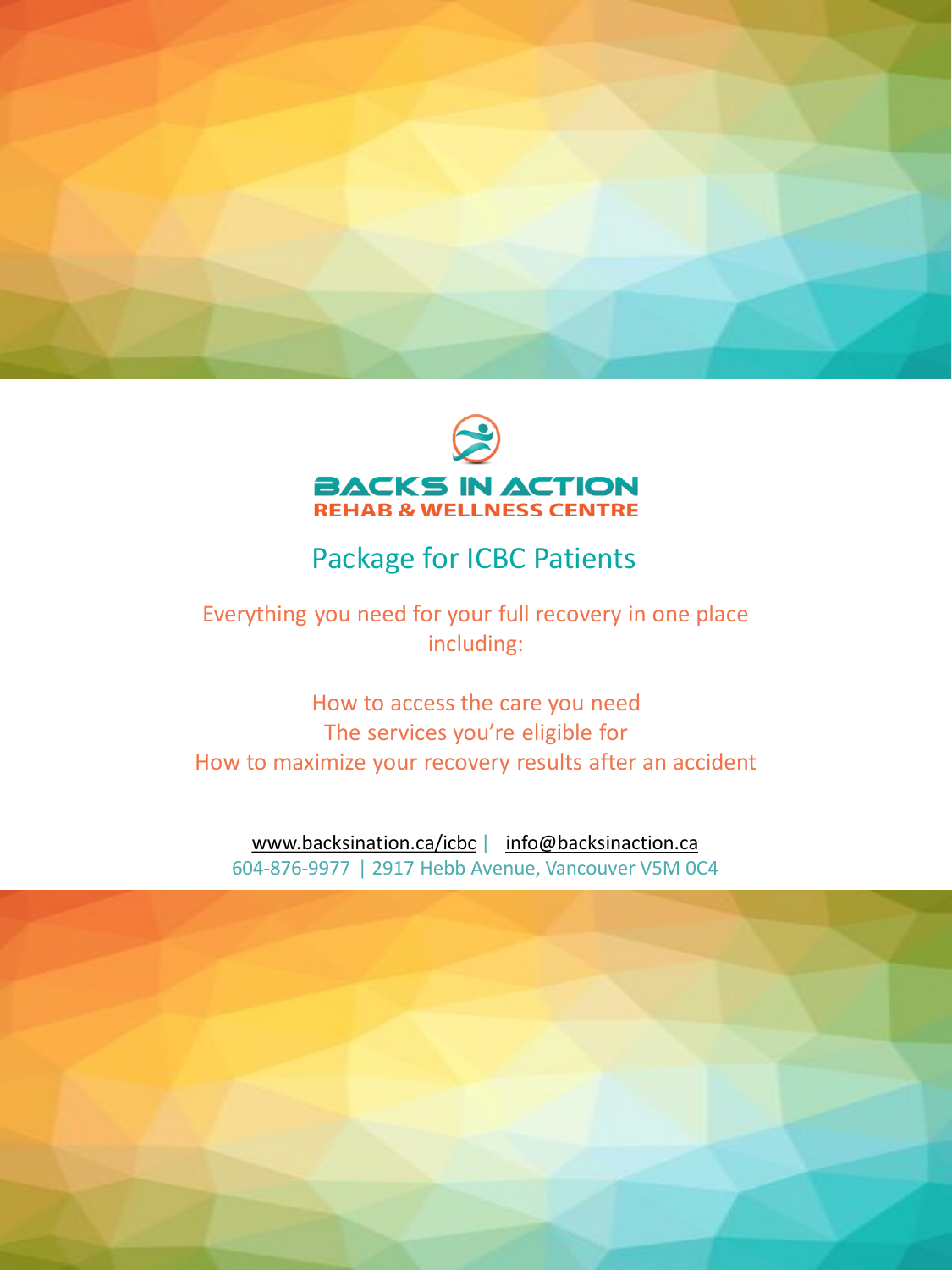# BACKS IN ACTION

**REHAB & WELLNESS CENTRE**

## Package for ICBC Patients

Everything you need for your full recovery in one place including:

How to access the care you need
The services you're eligible for
How to maximize your recovery results after an accident

www.backsination.ca/icbc | info@backsinaction.ca
604-876-9977 | 2917 Hebb Avenue, Vancouver V5M 0C4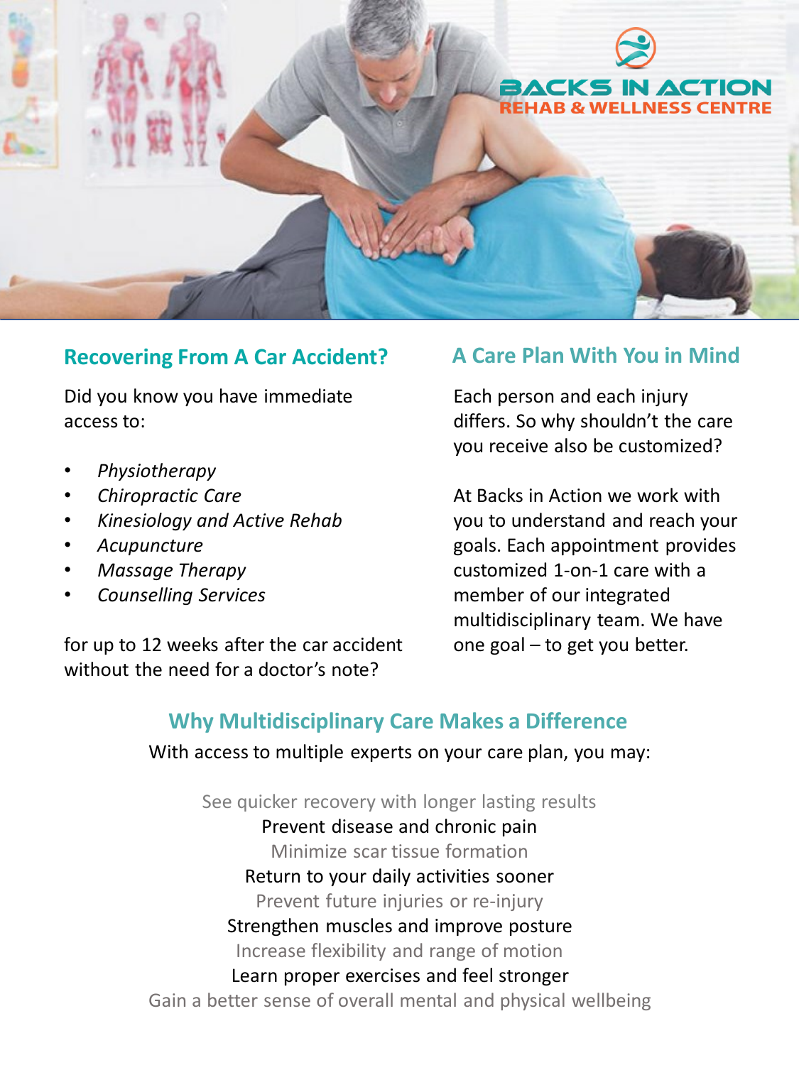BACKS IN ACTION
REHAB & WELLNESS CENTRE

## Recovering From A Car Accident?

Did you know you have immediate access to:

- *Physiotherapy*
- *Chiropractic Care*
- *Kinesiology and Active Rehab*
- *Acupuncture*
- *Massage Therapy*
- *Counselling Services*

for up to 12 weeks after the car accident without the need for a doctor's note?

## A Care Plan With You in Mind

Each person and each injury differs. So why shouldn't the care you receive also be customized?

At Backs in Action we work with you to understand and reach your goals. Each appointment provides customized 1-on-1 care with a member of our integrated multidisciplinary team. We have one goal – to get you better.

## Why Multidisciplinary Care Makes a Difference

With access to multiple experts on your care plan, you may:

See quicker recovery with longer lasting results
Prevent disease and chronic pain
Minimize scar tissue formation
Return to your daily activities sooner
Prevent future injuries or re-injury
Strengthen muscles and improve posture
Increase flexibility and range of motion
Learn proper exercises and feel stronger
Gain a better sense of overall mental and physical wellbeing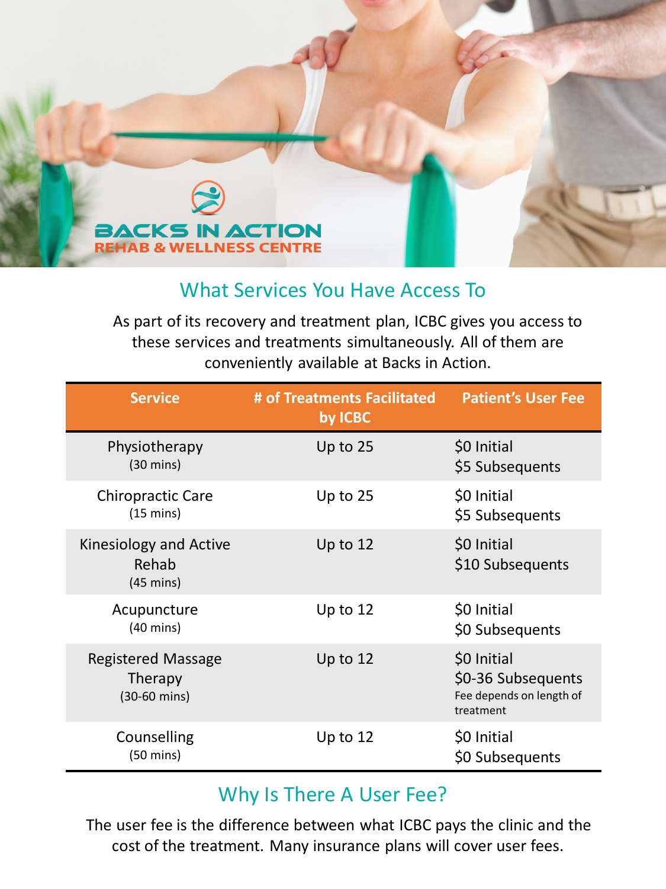BACKS IN ACTION
REHAB & WELLNESS CENTRE

## What Services You Have Access To

As part of its recovery and treatment plan, ICBC gives you access to these services and treatments simultaneously. All of them are conveniently available at Backs in Action.

| Service | # of Treatments Facilitated by ICBC | Patient's User Fee |
|---|---|---|
| Physiotherapy (30 mins) | Up to 25 | \$0 Initial<br>\$5 Subsequents |
| Chiropractic Care (15 mins) | Up to 25 | \$0 Initial<br>\$5 Subsequents |
| Kinesiology and Active Rehab (45 mins) | Up to 12 | \$0 Initial<br>\$10 Subsequents |
| Acupuncture (40 mins) | Up to 12 | \$0 Initial<br>\$0 Subsequents |
| Registered Massage Therapy (30-60 mins) | Up to 12 | \$0 Initial<br>\$0-36 Subsequents<br>Fee depends on length of treatment |
| Counselling (50 mins) | Up to 12 | \$0 Initial<br>\$0 Subsequents |

## Why Is There A User Fee?

The user fee is the difference between what ICBC pays the clinic and the cost of the treatment. Many insurance plans will cover user fees.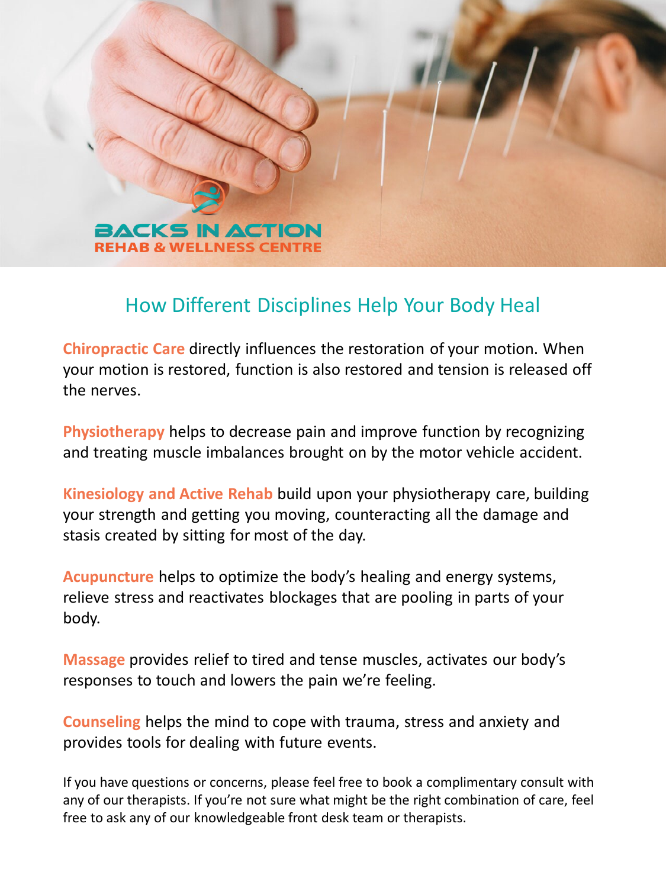BACKS IN ACTION
REHAB & WELLNESS CENTRE

## How Different Disciplines Help Your Body Heal

**Chiropractic Care** directly influences the restoration of your motion. When your motion is restored, function is also restored and tension is released off the nerves.

**Physiotherapy** helps to decrease pain and improve function by recognizing and treating muscle imbalances brought on by the motor vehicle accident.

**Kinesiology and Active Rehab** build upon your physiotherapy care, building your strength and getting you moving, counteracting all the damage and stasis created by sitting for most of the day.

**Acupuncture** helps to optimize the body's healing and energy systems, relieve stress and reactivates blockages that are pooling in parts of your body.

**Massage** provides relief to tired and tense muscles, activates our body's responses to touch and lowers the pain we're feeling.

**Counseling** helps the mind to cope with trauma, stress and anxiety and provides tools for dealing with future events.

If you have questions or concerns, please feel free to book a complimentary consult with any of our therapists. If you're not sure what might be the right combination of care, feel free to ask any of our knowledgeable front desk team or therapists.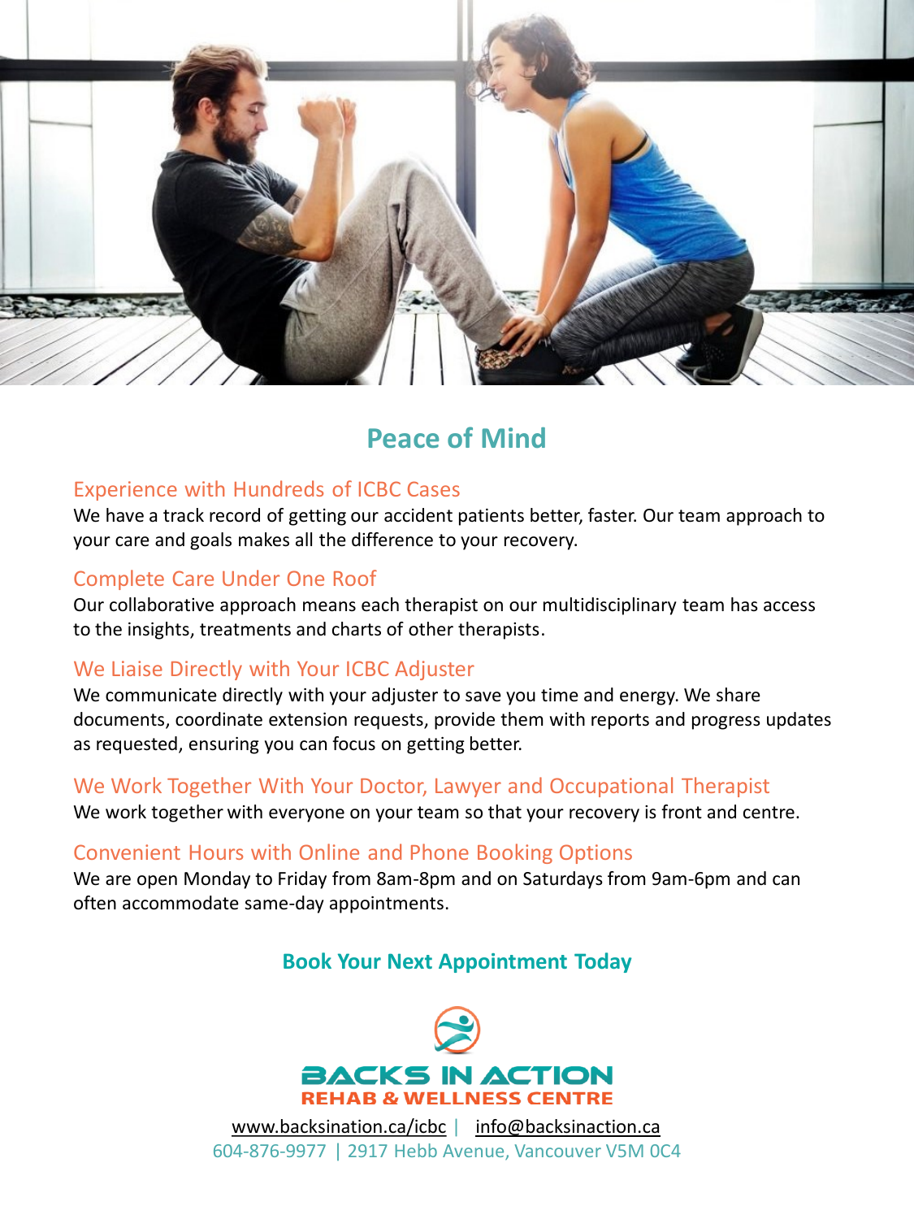# Peace of Mind

## Experience with Hundreds of ICBC Cases

We have a track record of getting our accident patients better, faster. Our team approach to your care and goals makes all the difference to your recovery.

## Complete Care Under One Roof

Our collaborative approach means each therapist on our multidisciplinary team has access to the insights, treatments and charts of other therapists.

## We Liaise Directly with Your ICBC Adjuster

We communicate directly with your adjuster to save you time and energy. We share documents, coordinate extension requests, provide them with reports and progress updates as requested, ensuring you can focus on getting better.

## We Work Together With Your Doctor, Lawyer and Occupational Therapist

We work together with everyone on your team so that your recovery is front and centre.

## Convenient Hours with Online and Phone Booking Options

We are open Monday to Friday from 8am-8pm and on Saturdays from 9am-6pm and can often accommodate same-day appointments.

**Book Your Next Appointment Today**

**BACKS IN ACTION**
**REHAB & WELLNESS CENTRE**

www.backsination.ca/icbc | info@backsinaction.ca
604-876-9977 | 2917 Hebb Avenue, Vancouver V5M 0C4